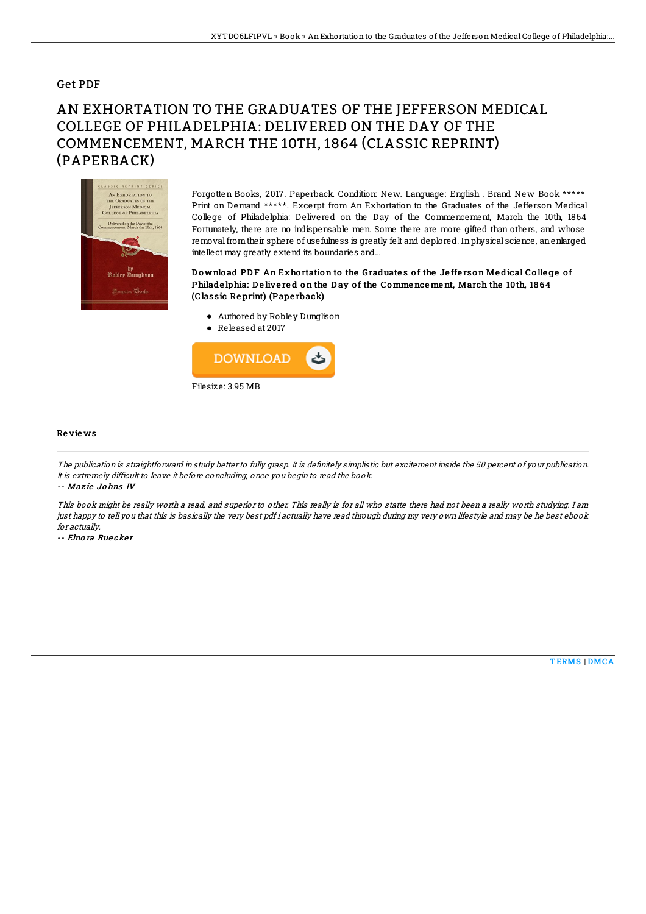Get PDF

# AN EXHORTATION TO THE GRADUATES OF THE JEFFERSON MEDICAL COLLEGE OF PHILADELPHIA: DELIVERED ON THE DAY OF THE COMMENCEMENT, MARCH THE 10TH, 1864 (CLASSIC REPRINT) (PAPERBACK)

Forgotten Books, 2017. Paperback. Condition: New. Language: English . Brand New Book ***** Print on Demand *****. Excerpt from An Exhortation to the Graduates of the Jefferson Medical College of Philadelphia: Delivered on the Day of the Commencement, March the 10th, 1864 Fortunately, there are no indispensable men. Some there are more gifted than others, and whose removal from their sphere of usefulness is greatly felt and deplored. In physical science, an enlarged intellect may greatly extend its boundaries and...

**Download PDF An Exhortation to the Graduates of the Jefferson Medical College of Philadelphia: Delivered on the Day of the Commencement, March the 10th, 1864 (Classic Reprint) (Paperback)**

- Authored by Robley Dunglison
- Released at 2017

DOWNLOAD

Filesize: 3.95 MB

## Reviews

*The publication is straightforward in study better to fully grasp. It is definitely simplistic but excitement inside the 50 percent of your publication. It is extremely difficult to leave it before concluding, once you begin to read the book.*

-- **Mazie Johns IV**

*This book might be really worth a read, and superior to other. This really is for all who statte there had not been a really worth studying. I am just happy to tell you that this is basically the very best pdf i actually have read through during my very own lifestyle and may be he best ebook for actually.*

-- **Elnora Ruecker**

TERMS | DMCA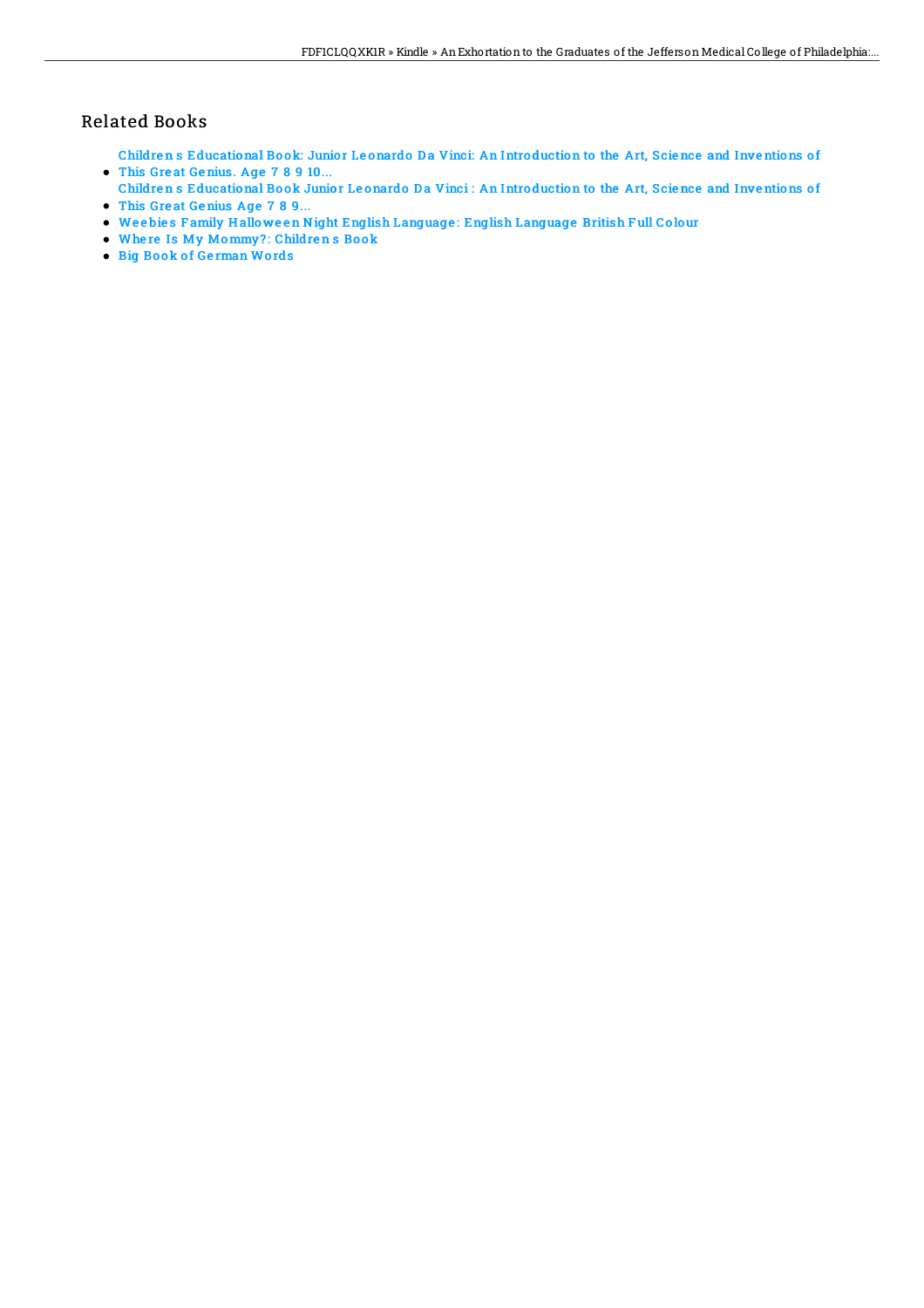## Related Books

- Children s Educational Book: Junior Leonardo Da Vinci: An Introduction to the Art, Science and Inventions of This Great Genius. Age 7 8 9 10...
- Children s Educational Book Junior Leonardo Da Vinci : An Introduction to the Art, Science and Inventions of This Great Genius Age 7 8 9...
- Weebies Family Halloween Night English Language: English Language British Full Colour
- Where Is My Mommy?: Children s Book
- Big Book of German Words